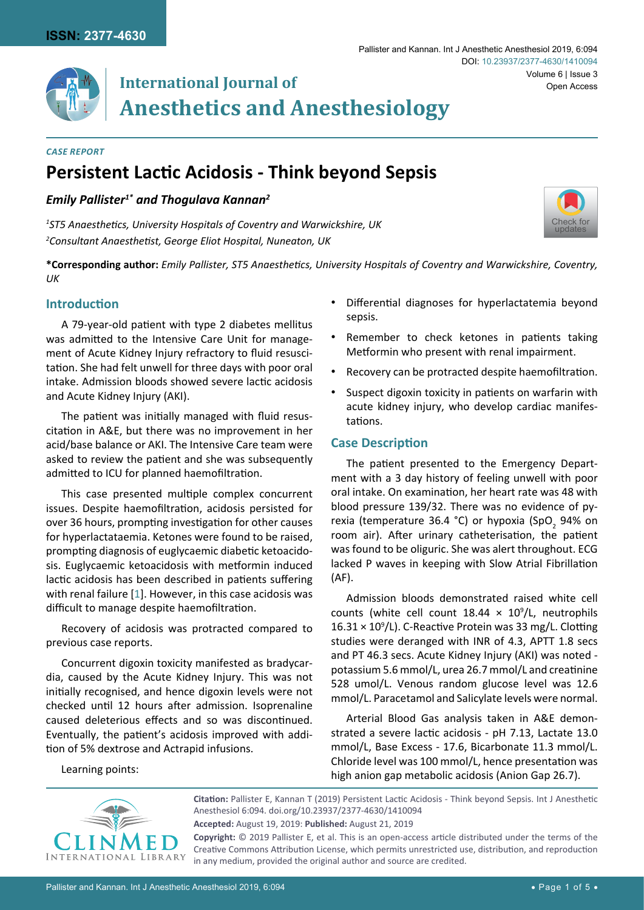ISSN: 2377-4630

# International Journal of Anesthetics and Anesthesiology

DOI: 10.23937/2377-4630/1410094

Open Access

*CASE REPORT*

# Persistent Lactic Acidosis - Think beyond Sepsis

***Emily Pallister[1]\* and Thogulava Kannan[2]***

*[1]ST5 Anaesthetics, University Hospitals of Coventry and Warwickshire, UK*
*[2]Consultant Anaesthetist, George Eliot Hospital, Nuneaton, UK*

**\*Corresponding author:** *Emily Pallister, ST5 Anaesthetics, University Hospitals of Coventry and Warwickshire, Coventry, UK*

## Introduction

A 79-year-old patient with type 2 diabetes mellitus was admitted to the Intensive Care Unit for management of Acute Kidney Injury refractory to fluid resuscitation. She had felt unwell for three days with poor oral intake. Admission bloods showed severe lactic acidosis and Acute Kidney Injury (AKI).

The patient was initially managed with fluid resuscitation in A&E, but there was no improvement in her acid/base balance or AKI. The Intensive Care team were asked to review the patient and she was subsequently admitted to ICU for planned haemofiltration.

This case presented multiple complex concurrent issues. Despite haemofiltration, acidosis persisted for over 36 hours, prompting investigation for other causes for hyperlactataemia. Ketones were found to be raised, prompting diagnosis of euglycaemic diabetic ketoacidosis. Euglycaemic ketoacidosis with metformin induced lactic acidosis has been described in patients suffering with renal failure [1]. However, in this case acidosis was difficult to manage despite haemofiltration.

Recovery of acidosis was protracted compared to previous case reports.

Concurrent digoxin toxicity manifested as bradycardia, caused by the Acute Kidney Injury. This was not initially recognised, and hence digoxin levels were not checked until 12 hours after admission. Isoprenaline caused deleterious effects and so was discontinued. Eventually, the patient's acidosis improved with addition of 5% dextrose and Actrapid infusions.

Learning points:

- Differential diagnoses for hyperlactatemia beyond sepsis.
- Remember to check ketones in patients taking Metformin who present with renal impairment.
- Recovery can be protracted despite haemofiltration.
- Suspect digoxin toxicity in patients on warfarin with acute kidney injury, who develop cardiac manifestations.

## Case Description

The patient presented to the Emergency Department with a 3 day history of feeling unwell with poor oral intake. On examination, her heart rate was 48 with blood pressure 139/32. There was no evidence of pyrexia (temperature 36.4 °C) or hypoxia ($SpO_2$ 94% on room air). After urinary catheterisation, the patient was found to be oliguric. She was alert throughout. ECG lacked P waves in keeping with Slow Atrial Fibrillation (AF).

Admission bloods demonstrated raised white cell counts (white cell count $18.44 \times 10^9$/L, neutrophils $16.31 \times 10^9$/L). C-Reactive Protein was 33 mg/L. Clotting studies were deranged with INR of 4.3, APTT 1.8 secs and PT 46.3 secs. Acute Kidney Injury (AKI) was noted - potassium 5.6 mmol/L, urea 26.7 mmol/L and creatinine 528 umol/L. Venous random glucose level was 12.6 mmol/L. Paracetamol and Salicylate levels were normal.

Arterial Blood Gas analysis taken in A&E demonstrated a severe lactic acidosis - pH 7.13, Lactate 13.0 mmol/L, Base Excess - 17.6, Bicarbonate 11.3 mmol/L. Chloride level was 100 mmol/L, hence presentation was high anion gap metabolic acidosis (Anion Gap 26.7).

**Citation:** Pallister E, Kannan T (2019) Persistent Lactic Acidosis - Think beyond Sepsis. Int J Anesthetic Anesthesiol 6:094. doi.org/10.23937/2377-4630/1410094

**Accepted:** August 19, 2019: **Published:** August 21, 2019

**Copyright:** © 2019 Pallister E, et al. This is an open-access article distributed under the terms of the Creative Commons Attribution License, which permits unrestricted use, distribution, and reproduction in any medium, provided the original author and source are credited.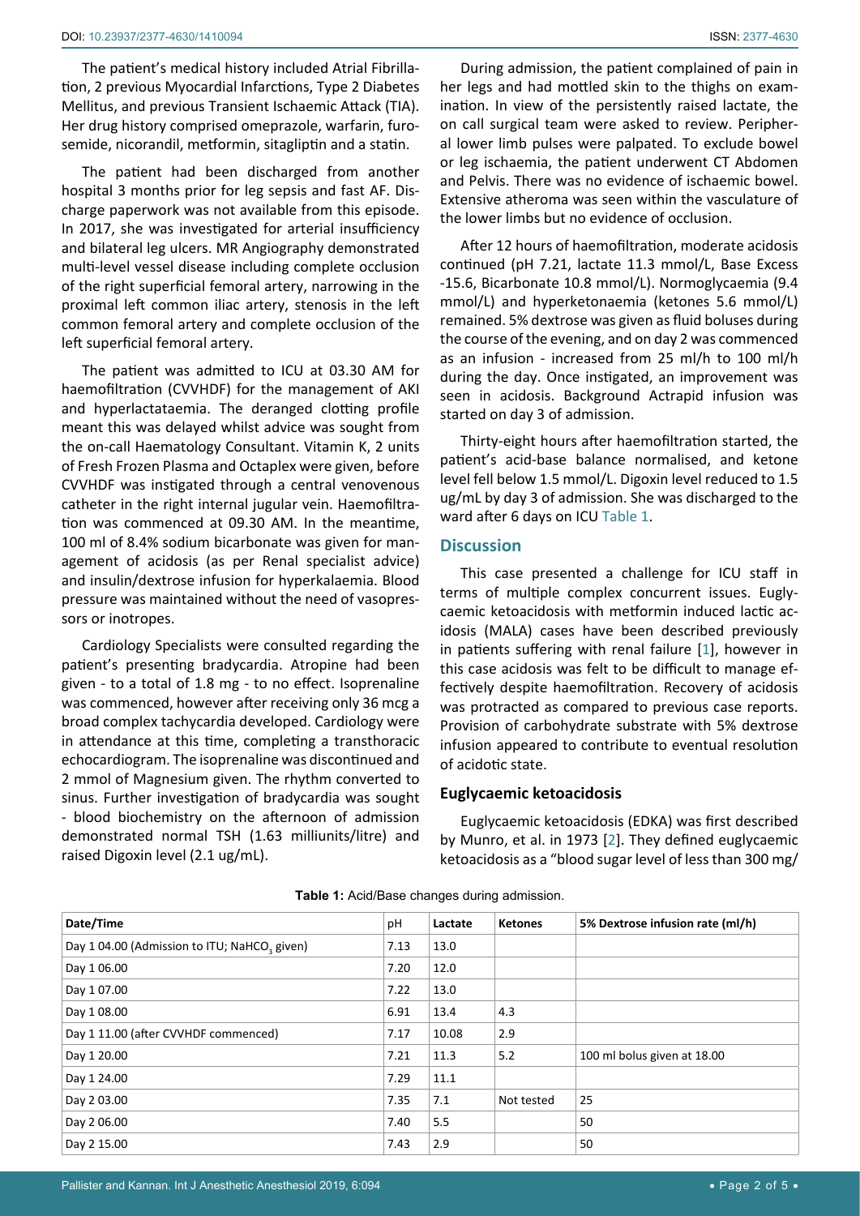The patient's medical history included Atrial Fibrillation, 2 previous Myocardial Infarctions, Type 2 Diabetes Mellitus, and previous Transient Ischaemic Attack (TIA). Her drug history comprised omeprazole, warfarin, furosemide, nicorandil, metformin, sitagliptin and a statin.

The patient had been discharged from another hospital 3 months prior for leg sepsis and fast AF. Discharge paperwork was not available from this episode. In 2017, she was investigated for arterial insufficiency and bilateral leg ulcers. MR Angiography demonstrated multi-level vessel disease including complete occlusion of the right superficial femoral artery, narrowing in the proximal left common iliac artery, stenosis in the left common femoral artery and complete occlusion of the left superficial femoral artery.

The patient was admitted to ICU at 03.30 AM for haemofiltration (CVVHDF) for the management of AKI and hyperlactataemia. The deranged clotting profile meant this was delayed whilst advice was sought from the on-call Haematology Consultant. Vitamin K, 2 units of Fresh Frozen Plasma and Octaplex were given, before CVVHDF was instigated through a central venovenous catheter in the right internal jugular vein. Haemofiltration was commenced at 09.30 AM. In the meantime, 100 ml of 8.4% sodium bicarbonate was given for management of acidosis (as per Renal specialist advice) and insulin/dextrose infusion for hyperkalaemia. Blood pressure was maintained without the need of vasopressors or inotropes.

Cardiology Specialists were consulted regarding the patient's presenting bradycardia. Atropine had been given - to a total of 1.8 mg - to no effect. Isoprenaline was commenced, however after receiving only 36 mcg a broad complex tachycardia developed. Cardiology were in attendance at this time, completing a transthoracic echocardiogram. The isoprenaline was discontinued and 2 mmol of Magnesium given. The rhythm converted to sinus. Further investigation of bradycardia was sought - blood biochemistry on the afternoon of admission demonstrated normal TSH (1.63 milliunits/litre) and raised Digoxin level (2.1 ug/mL).

During admission, the patient complained of pain in her legs and had mottled skin to the thighs on examination. In view of the persistently raised lactate, the on call surgical team were asked to review. Peripheral lower limb pulses were palpated. To exclude bowel or leg ischaemia, the patient underwent CT Abdomen and Pelvis. There was no evidence of ischaemic bowel. Extensive atheroma was seen within the vasculature of the lower limbs but no evidence of occlusion.

After 12 hours of haemofiltration, moderate acidosis continued (pH 7.21, lactate 11.3 mmol/L, Base Excess -15.6, Bicarbonate 10.8 mmol/L). Normoglycaemia (9.4 mmol/L) and hyperketonaemia (ketones 5.6 mmol/L) remained. 5% dextrose was given as fluid boluses during the course of the evening, and on day 2 was commenced as an infusion - increased from 25 ml/h to 100 ml/h during the day. Once instigated, an improvement was seen in acidosis. Background Actrapid infusion was started on day 3 of admission.

Thirty-eight hours after haemofiltration started, the patient's acid-base balance normalised, and ketone level fell below 1.5 mmol/L. Digoxin level reduced to 1.5 ug/mL by day 3 of admission. She was discharged to the ward after 6 days on ICU Table 1.

## Discussion

This case presented a challenge for ICU staff in terms of multiple complex concurrent issues. Euglycaemic ketoacidosis with metformin induced lactic acidosis (MALA) cases have been described previously in patients suffering with renal failure [1], however in this case acidosis was felt to be difficult to manage effectively despite haemofiltration. Recovery of acidosis was protracted as compared to previous case reports. Provision of carbohydrate substrate with 5% dextrose infusion appeared to contribute to eventual resolution of acidotic state.

### Euglycaemic ketoacidosis

Euglycaemic ketoacidosis (EDKA) was first described by Munro, et al. in 1973 [2]. They defined euglycaemic ketoacidosis as a "blood sugar level of less than 300 mg/

**Table 1:** Acid/Base changes during admission.

| Date/Time | pH | Lactate | Ketones | 5% Dextrose infusion rate (ml/h) |
| --- | --- | --- | --- | --- |
| Day 1 04.00 (Admission to ITU; $NaHCO_3$ given) | 7.13 | 13.0 | | |
| Day 1 06.00 | 7.20 | 12.0 | | |
| Day 1 07.00 | 7.22 | 13.0 | | |
| Day 1 08.00 | 6.91 | 13.4 | 4.3 | |
| Day 1 11.00 (after CVVHDF commenced) | 7.17 | 10.08 | 2.9 | |
| Day 1 20.00 | 7.21 | 11.3 | 5.2 | 100 ml bolus given at 18.00 |
| Day 1 24.00 | 7.29 | 11.1 | | |
| Day 2 03.00 | 7.35 | 7.1 | Not tested | 25 |
| Day 2 06.00 | 7.40 | 5.5 | | 50 |
| Day 2 15.00 | 7.43 | 2.9 | | 50 |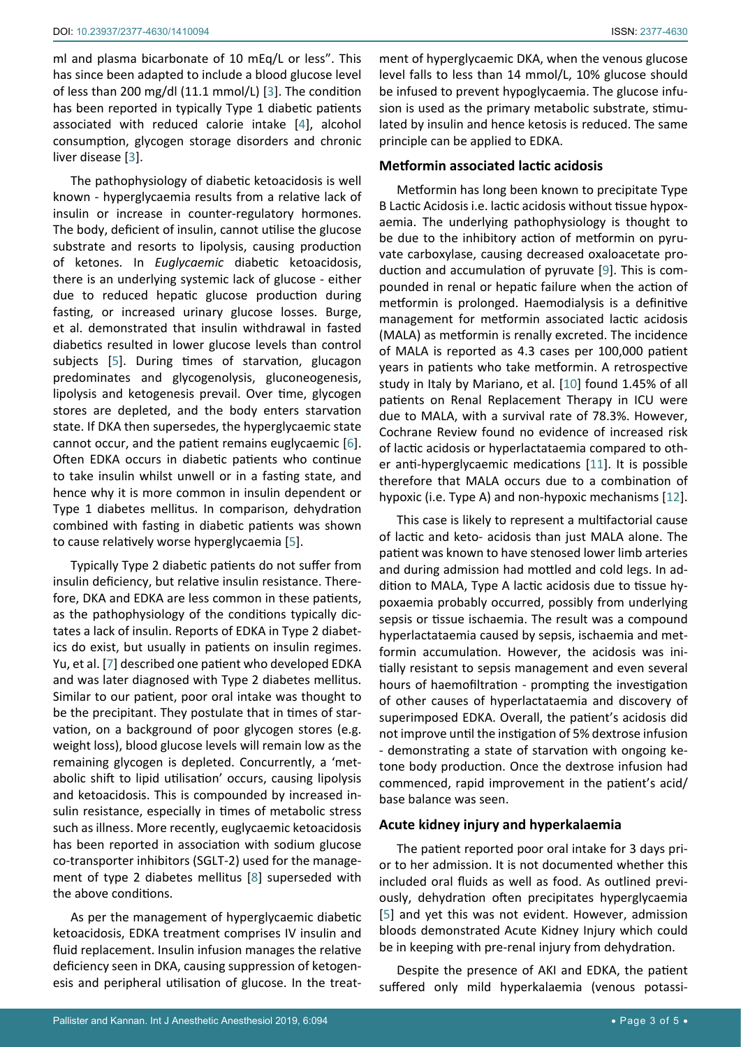ml and plasma bicarbonate of 10 mEq/L or less". This has since been adapted to include a blood glucose level of less than 200 mg/dl (11.1 mmol/L) [3]. The condition has been reported in typically Type 1 diabetic patients associated with reduced calorie intake [4], alcohol consumption, glycogen storage disorders and chronic liver disease [3].

The pathophysiology of diabetic ketoacidosis is well known - hyperglycaemia results from a relative lack of insulin or increase in counter-regulatory hormones. The body, deficient of insulin, cannot utilise the glucose substrate and resorts to lipolysis, causing production of ketones. In *Euglycaemic* diabetic ketoacidosis, there is an underlying systemic lack of glucose - either due to reduced hepatic glucose production during fasting, or increased urinary glucose losses. Burge, et al. demonstrated that insulin withdrawal in fasted diabetics resulted in lower glucose levels than control subjects [5]. During times of starvation, glucagon predominates and glycogenolysis, gluconeogenesis, lipolysis and ketogenesis prevail. Over time, glycogen stores are depleted, and the body enters starvation state. If DKA then supersedes, the hyperglycaemic state cannot occur, and the patient remains euglycaemic [6]. Often EDKA occurs in diabetic patients who continue to take insulin whilst unwell or in a fasting state, and hence why it is more common in insulin dependent or Type 1 diabetes mellitus. In comparison, dehydration combined with fasting in diabetic patients was shown to cause relatively worse hyperglycaemia [5].

Typically Type 2 diabetic patients do not suffer from insulin deficiency, but relative insulin resistance. Therefore, DKA and EDKA are less common in these patients, as the pathophysiology of the conditions typically dictates a lack of insulin. Reports of EDKA in Type 2 diabetics do exist, but usually in patients on insulin regimes. Yu, et al. [7] described one patient who developed EDKA and was later diagnosed with Type 2 diabetes mellitus. Similar to our patient, poor oral intake was thought to be the precipitant. They postulate that in times of starvation, on a background of poor glycogen stores (e.g. weight loss), blood glucose levels will remain low as the remaining glycogen is depleted. Concurrently, a 'metabolic shift to lipid utilisation' occurs, causing lipolysis and ketoacidosis. This is compounded by increased insulin resistance, especially in times of metabolic stress such as illness. More recently, euglycaemic ketoacidosis has been reported in association with sodium glucose co-transporter inhibitors (SGLT-2) used for the management of type 2 diabetes mellitus [8] superseded with the above conditions.

As per the management of hyperglycaemic diabetic ketoacidosis, EDKA treatment comprises IV insulin and fluid replacement. Insulin infusion manages the relative deficiency seen in DKA, causing suppression of ketogenesis and peripheral utilisation of glucose. In the treatment of hyperglycaemic DKA, when the venous glucose level falls to less than 14 mmol/L, 10% glucose should be infused to prevent hypoglycaemia. The glucose infusion is used as the primary metabolic substrate, stimulated by insulin and hence ketosis is reduced. The same principle can be applied to EDKA.

### Metformin associated lactic acidosis

Metformin has long been known to precipitate Type B Lactic Acidosis i.e. lactic acidosis without tissue hypoxaemia. The underlying pathophysiology is thought to be due to the inhibitory action of metformin on pyruvate carboxylase, causing decreased oxaloacetate production and accumulation of pyruvate [9]. This is compounded in renal or hepatic failure when the action of metformin is prolonged. Haemodialysis is a definitive management for metformin associated lactic acidosis (MALA) as metformin is renally excreted. The incidence of MALA is reported as 4.3 cases per 100,000 patient years in patients who take metformin. A retrospective study in Italy by Mariano, et al. [10] found 1.45% of all patients on Renal Replacement Therapy in ICU were due to MALA, with a survival rate of 78.3%. However, Cochrane Review found no evidence of increased risk of lactic acidosis or hyperlactataemia compared to other anti-hyperglycaemic medications [11]. It is possible therefore that MALA occurs due to a combination of hypoxic (i.e. Type A) and non-hypoxic mechanisms [12].

This case is likely to represent a multifactorial cause of lactic and keto- acidosis than just MALA alone. The patient was known to have stenosed lower limb arteries and during admission had mottled and cold legs. In addition to MALA, Type A lactic acidosis due to tissue hypoxaemia probably occurred, possibly from underlying sepsis or tissue ischaemia. The result was a compound hyperlactataemia caused by sepsis, ischaemia and metformin accumulation. However, the acidosis was initially resistant to sepsis management and even several hours of haemofiltration - prompting the investigation of other causes of hyperlactataemia and discovery of superimposed EDKA. Overall, the patient's acidosis did not improve until the instigation of 5% dextrose infusion - demonstrating a state of starvation with ongoing ketone body production. Once the dextrose infusion had commenced, rapid improvement in the patient's acid/base balance was seen.

### Acute kidney injury and hyperkalaemia

The patient reported poor oral intake for 3 days prior to her admission. It is not documented whether this included oral fluids as well as food. As outlined previously, dehydration often precipitates hyperglycaemia [5] and yet this was not evident. However, admission bloods demonstrated Acute Kidney Injury which could be in keeping with pre-renal injury from dehydration.

Despite the presence of AKI and EDKA, the patient suffered only mild hyperkalaemia (venous potassi-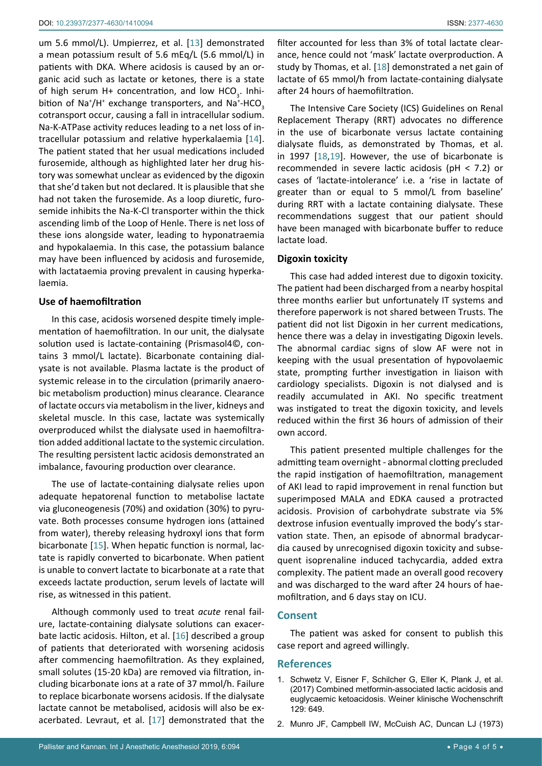um 5.6 mmol/L). Umpierrez, et al. [13] demonstrated a mean potassium result of 5.6 mEq/L (5.6 mmol/L) in patients with DKA. Where acidosis is caused by an organic acid such as lactate or ketones, there is a state of high serum H+ concentration, and low $HCO_3$. Inhibition of $Na^+/H^+$ exchange transporters, and $Na^+$-$HCO_3$ cotransport occur, causing a fall in intracellular sodium. Na-K-ATPase activity reduces leading to a net loss of intracellular potassium and relative hyperkalaemia [14]. The patient stated that her usual medications included furosemide, although as highlighted later her drug history was somewhat unclear as evidenced by the digoxin that she'd taken but not declared. It is plausible that she had not taken the furosemide. As a loop diuretic, furosemide inhibits the Na-K-Cl transporter within the thick ascending limb of the Loop of Henle. There is net loss of these ions alongside water, leading to hyponatraemia and hypokalaemia. In this case, the potassium balance may have been influenced by acidosis and furosemide, with lactataemia proving prevalent in causing hyperkalaemia.

### Use of haemofiltration

In this case, acidosis worsened despite timely implementation of haemofiltration. In our unit, the dialysate solution used is lactate-containing (Prismasol4©, contains 3 mmol/L lactate). Bicarbonate containing dialysate is not available. Plasma lactate is the product of systemic release in to the circulation (primarily anaerobic metabolism production) minus clearance. Clearance of lactate occurs via metabolism in the liver, kidneys and skeletal muscle. In this case, lactate was systemically overproduced whilst the dialysate used in haemofiltration added additional lactate to the systemic circulation. The resulting persistent lactic acidosis demonstrated an imbalance, favouring production over clearance.

The use of lactate-containing dialysate relies upon adequate hepatorenal function to metabolise lactate via gluconeogenesis (70%) and oxidation (30%) to pyruvate. Both processes consume hydrogen ions (attained from water), thereby releasing hydroxyl ions that form bicarbonate [15]. When hepatic function is normal, lactate is rapidly converted to bicarbonate. When patient is unable to convert lactate to bicarbonate at a rate that exceeds lactate production, serum levels of lactate will rise, as witnessed in this patient.

Although commonly used to treat *acute* renal failure, lactate-containing dialysate solutions can exacerbate lactic acidosis. Hilton, et al. [16] described a group of patients that deteriorated with worsening acidosis after commencing haemofiltration. As they explained, small solutes (15-20 kDa) are removed via filtration, including bicarbonate ions at a rate of 37 mmol/h. Failure to replace bicarbonate worsens acidosis. If the dialysate lactate cannot be metabolised, acidosis will also be exacerbated. Levraut, et al. [17] demonstrated that the filter accounted for less than 3% of total lactate clearance, hence could not 'mask' lactate overproduction. A study by Thomas, et al. [18] demonstrated a net gain of lactate of 65 mmol/h from lactate-containing dialysate after 24 hours of haemofiltration.

The Intensive Care Society (ICS) Guidelines on Renal Replacement Therapy (RRT) advocates no difference in the use of bicarbonate versus lactate containing dialysate fluids, as demonstrated by Thomas, et al. in 1997 [18,19]. However, the use of bicarbonate is recommended in severe lactic acidosis (pH < 7.2) or cases of 'lactate-intolerance' i.e. a 'rise in lactate of greater than or equal to 5 mmol/L from baseline' during RRT with a lactate containing dialysate. These recommendations suggest that our patient should have been managed with bicarbonate buffer to reduce lactate load.

### Digoxin toxicity

This case had added interest due to digoxin toxicity. The patient had been discharged from a nearby hospital three months earlier but unfortunately IT systems and therefore paperwork is not shared between Trusts. The patient did not list Digoxin in her current medications, hence there was a delay in investigating Digoxin levels. The abnormal cardiac signs of slow AF were not in keeping with the usual presentation of hypovolaemic state, prompting further investigation in liaison with cardiology specialists. Digoxin is not dialysed and is readily accumulated in AKI. No specific treatment was instigated to treat the digoxin toxicity, and levels reduced within the first 36 hours of admission of their own accord.

This patient presented multiple challenges for the admitting team overnight - abnormal clotting precluded the rapid instigation of haemofiltration, management of AKI lead to rapid improvement in renal function but superimposed MALA and EDKA caused a protracted acidosis. Provision of carbohydrate substrate via 5% dextrose infusion eventually improved the body's starvation state. Then, an episode of abnormal bradycardia caused by unrecognised digoxin toxicity and subsequent isoprenaline induced tachycardia, added extra complexity. The patient made an overall good recovery and was discharged to the ward after 24 hours of haemofiltration, and 6 days stay on ICU.

## Consent

The patient was asked for consent to publish this case report and agreed willingly.

## References

1. Schwetz V, Eisner F, Schilcher G, Eller K, Plank J, et al. (2017) Combined metformin-associated lactic acidosis and euglycaemic ketoacidosis. Weiner klinische Wochenschrift 129: 649.
2. Munro JF, Campbell IW, McCuish AC, Duncan LJ (1973)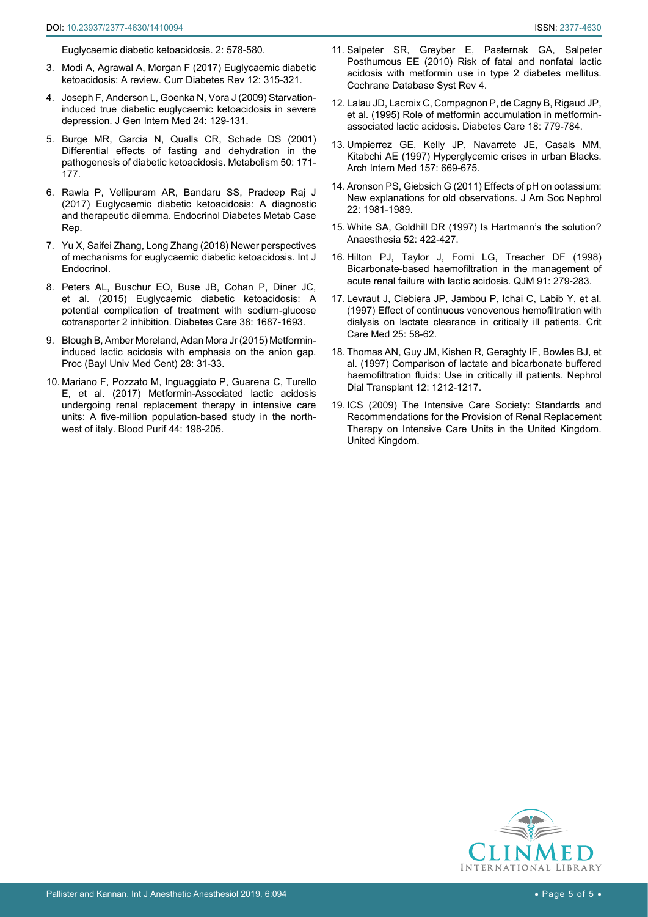Euglycaemic diabetic ketoacidosis. 2: 578-580.

3. Modi A, Agrawal A, Morgan F (2017) Euglycaemic diabetic ketoacidosis: A review. Curr Diabetes Rev 12: 315-321.
4. Joseph F, Anderson L, Goenka N, Vora J (2009) Starvation-induced true diabetic euglycaemic ketoacidosis in severe depression. J Gen Intern Med 24: 129-131.
5. Burge MR, Garcia N, Qualls CR, Schade DS (2001) Differential effects of fasting and dehydration in the pathogenesis of diabetic ketoacidosis. Metabolism 50: 171-177.
6. Rawla P, Vellipuram AR, Bandaru SS, Pradeep Raj J (2017) Euglycaemic diabetic ketoacidosis: A diagnostic and therapeutic dilemma. Endocrinol Diabetes Metab Case Rep.
7. Yu X, Saifei Zhang, Long Zhang (2018) Newer perspectives of mechanisms for euglycaemic diabetic ketoacidosis. Int J Endocrinol.
8. Peters AL, Buschur EO, Buse JB, Cohan P, Diner JC, et al. (2015) Euglycaemic diabetic ketoacidosis: A potential complication of treatment with sodium-glucose cotransporter 2 inhibition. Diabetes Care 38: 1687-1693.
9. Blough B, Amber Moreland, Adan Mora Jr (2015) Metformin-induced lactic acidosis with emphasis on the anion gap. Proc (Bayl Univ Med Cent) 28: 31-33.
10. Mariano F, Pozzato M, Inguaggiato P, Guarena C, Turello E, et al. (2017) Metformin-Associated lactic acidosis undergoing renal replacement therapy in intensive care units: A five-million population-based study in the north-west of italy. Blood Purif 44: 198-205.
11. Salpeter SR, Greyber E, Pasternak GA, Salpeter Posthumous EE (2010) Risk of fatal and nonfatal lactic acidosis with metformin use in type 2 diabetes mellitus. Cochrane Database Syst Rev 4.
12. Lalau JD, Lacroix C, Compagnon P, de Cagny B, Rigaud JP, et al. (1995) Role of metformin accumulation in metformin-associated lactic acidosis. Diabetes Care 18: 779-784.
13. Umpierrez GE, Kelly JP, Navarrete JE, Casals MM, Kitabchi AE (1997) Hyperglycemic crises in urban Blacks. Arch Intern Med 157: 669-675.
14. Aronson PS, Giebsich G (2011) Effects of pH on ootassium: New explanations for old observations. J Am Soc Nephrol 22: 1981-1989.
15. White SA, Goldhill DR (1997) Is Hartmann's the solution? Anaesthesia 52: 422-427.
16. Hilton PJ, Taylor J, Forni LG, Treacher DF (1998) Bicarbonate-based haemofiltration in the management of acute renal failure with lactic acidosis. QJM 91: 279-283.
17. Levraut J, Ciebiera JP, Jambou P, Ichai C, Labib Y, et al. (1997) Effect of continuous venovenous hemofiltration with dialysis on lactate clearance in critically ill patients. Crit Care Med 25: 58-62.
18. Thomas AN, Guy JM, Kishen R, Geraghty IF, Bowles BJ, et al. (1997) Comparison of lactate and bicarbonate buffered haemofiltration fluids: Use in critically ill patients. Nephrol Dial Transplant 12: 1212-1217.
19. ICS (2009) The Intensive Care Society: Standards and Recommendations for the Provision of Renal Replacement Therapy on Intensive Care Units in the United Kingdom. United Kingdom.